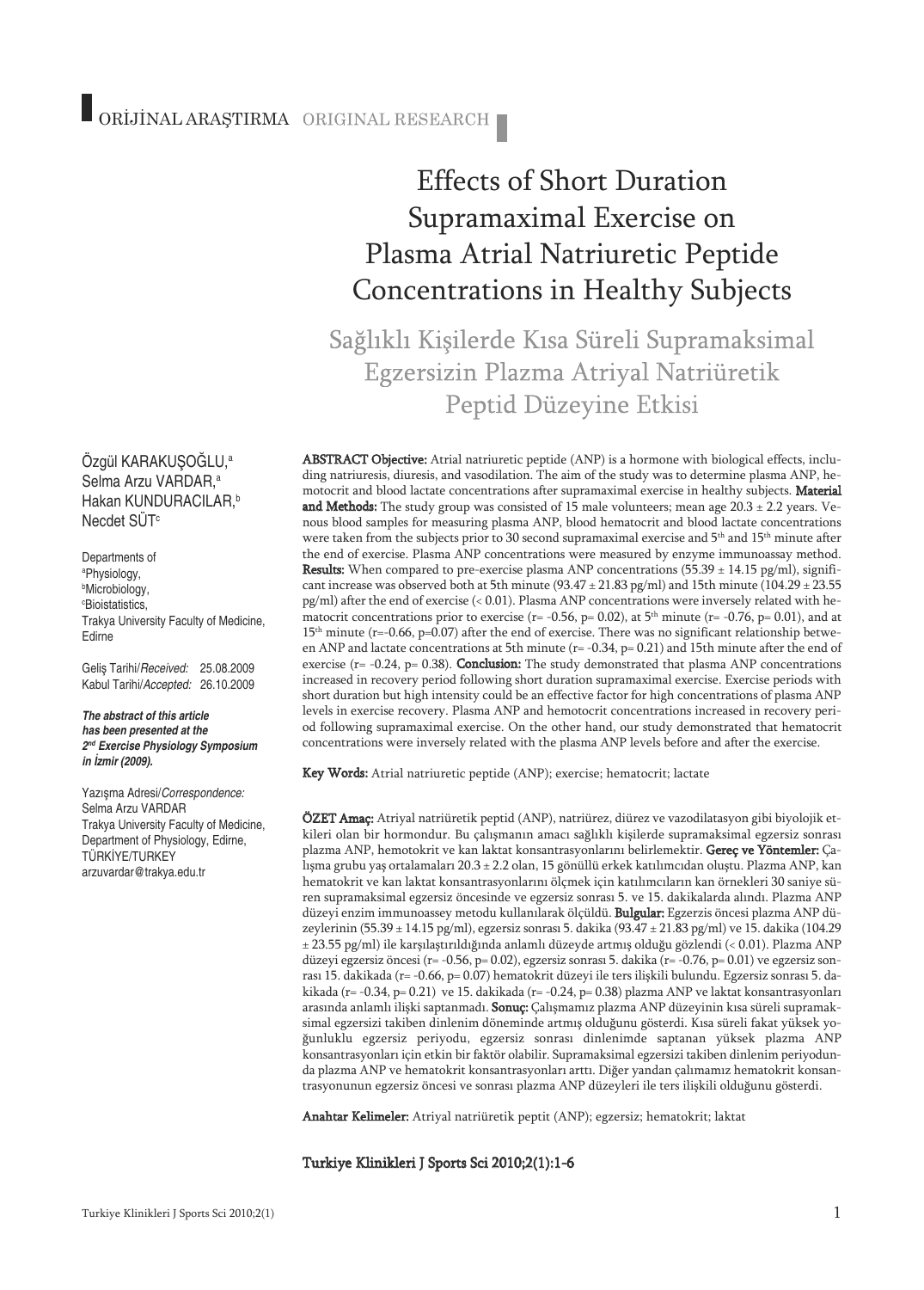ORİJİNAL ARAŞTIRMA ORIGINAL RESEARCH

# Effects of Short Duration Supramaximal Exercise on Plasma Atrial Natriuretic Peptide Concentrations in Healthy Subjects

## Sağlıklı Kişilerde Kısa Süreli Supramaksimal Egzersizin Plazma Atriyal Natriüretik Peptid Düzeyine Etkisi

Özgül KARAKUŞOĞLU,[a]
Selma Arzu VARDAR,[a]
Hakan KUNDURACILAR,[b]
Necdet SÜT[c]

Departments of
[a]Physiology,
[b]Microbiology,
[c]Biostatistics,
Trakya University Faculty of Medicine,
Edirne

Geliş Tarihi/*Received:* 25.08.2009
Kabul Tarihi/*Accepted:* 26.10.2009

***The abstract of this article has been presented at the 2[nd] Exercise Physiology Symposium in İzmir (2009).***

Yazışma Adresi/*Correspondence:*
Selma Arzu VARDAR
Trakya University Faculty of Medicine,
Department of Physiology, Edirne,
TÜRKİYE/TURKEY
arzuvardar@trakya.edu.tr

**ABSTRACT Objective:** Atrial natriuretic peptide (ANP) is a hormone with biological effects, including natriuresis, diuresis, and vasodilation. The aim of the study was to determine plasma ANP, hemotocrit and blood lactate concentrations after supramaximal exercise in healthy subjects. **Material and Methods:** The study group was consisted of 15 male volunteers; mean age 20.3 ± 2.2 years. Venous blood samples for measuring plasma ANP, blood hematocrit and blood lactate concentrations were taken from the subjects prior to 30 second supramaximal exercise and 5[th] and 15[th] minute after the end of exercise. Plasma ANP concentrations were measured by enzyme immunoassay method. **Results:** When compared to pre-exercise plasma ANP concentrations (55.39 ± 14.15 pg/ml), significant increase was observed both at 5th minute (93.47 ± 21.83 pg/ml) and 15th minute (104.29 ± 23.55 pg/ml) after the end of exercise (< 0.01). Plasma ANP concentrations were inversely related with hematocrit concentrations prior to exercise (r= -0.56, p= 0.02), at 5[th] minute (r= -0.76, p= 0.01), and at 15[th] minute (r=-0.66, p=0.07) after the end of exercise. There was no significant relationship between ANP and lactate concentrations at 5th minute (r= -0.34, p= 0.21) and 15th minute after the end of exercise (r= -0.24, p= 0.38). **Conclusion:** The study demonstrated that plasma ANP concentrations increased in recovery period following short duration supramaximal exercise. Exercise periods with short duration but high intensity could be an effective factor for high concentrations of plasma ANP levels in exercise recovery. Plasma ANP and hemotocrit concentrations increased in recovery period following supramaximal exercise. On the other hand, our study demonstrated that hematocrit concentrations were inversely related with the plasma ANP levels before and after the exercise.

**Key Words:** Atrial natriuretic peptide (ANP); exercise; hematocrit; lactate

**ÖZET Amaç:** Atriyal natriüretik peptid (ANP), natriürez, diürez ve vazodilatasyon gibi biyolojik etkileri olan bir hormondur. Bu çalışmanın amacı sağlıklı kişilerde supramaksimal egzersiz sonrası plazma ANP, hemotokrit ve kan laktat konsantrasyonlarını belirlemektir. **Gereç ve Yöntemler:** Çalışma grubu yaş ortalamaları 20.3 ± 2.2 olan, 15 gönüllü erkek katılımcıdan oluştu. Plazma ANP, kan hematokrit ve kan laktat konsantrasyonlarını ölçmek için katılımcıların kan örnekleri 30 saniye süren supramaksimal egzersiz öncesinde ve egzersiz sonrası 5. ve 15. dakikalarda alındı. Plazma ANP düzeyi enzim immunoassey metodu kullanılarak ölçüldü. **Bulgular:** Egzersiz öncesi plazma ANP düzeylerinin (55.39 ± 14.15 pg/ml), egzersiz sonrası 5. dakika (93.47 ± 21.83 pg/ml) ve 15. dakika (104.29 ± 23.55 pg/ml) ile karşılaştırıldığında anlamlı düzeyde artmış olduğu gözlendi (< 0.01). Plazma ANP düzeyi egzersiz öncesi (r= -0.56, p= 0.02), egzersiz sonrası 5. dakika (r= -0.76, p= 0.01) ve egzersiz sonrası 15. dakikada (r= -0.66, p= 0.07) hematokrit düzeyi ile ters ilişkili bulundu. Egzersiz sonrası 5. dakikada (r= -0.34, p= 0.21) ve 15. dakikada (r= -0.24, p= 0.38) plazma ANP ve laktat konsantrasyonları arasında anlamlı ilişki saptanmadı. **Sonuç:** Çalışmamız plazma ANP düzeyinin kısa süreli supramaksimal egzersizi takiben dinlenim döneminde artmış olduğunu gösterdi. Kısa süreli fakat yüksek yoğunluklu egzersiz periyodu, egzersiz sonrası dinlenimde saptanan yüksek plazma ANP konsantrasyonları için etkin bir faktör olabilir. Supramaksimal egzersizi takiben dinlenim periyodunda plazma ANP ve hematokrit konsantrasyonları arttı. Diğer yandan çalımamız hematokrit konsantrasyonunun egzersiz öncesi ve sonrası plazma ANP düzeyleri ile ters ilişkili olduğunu gösterdi.

**Anahtar Kelimeler:** Atriyal natriüretik peptit (ANP); egzersiz; hematokrit; laktat

**Turkiye Klinikleri J Sports Sci 2010;2(1):1-6**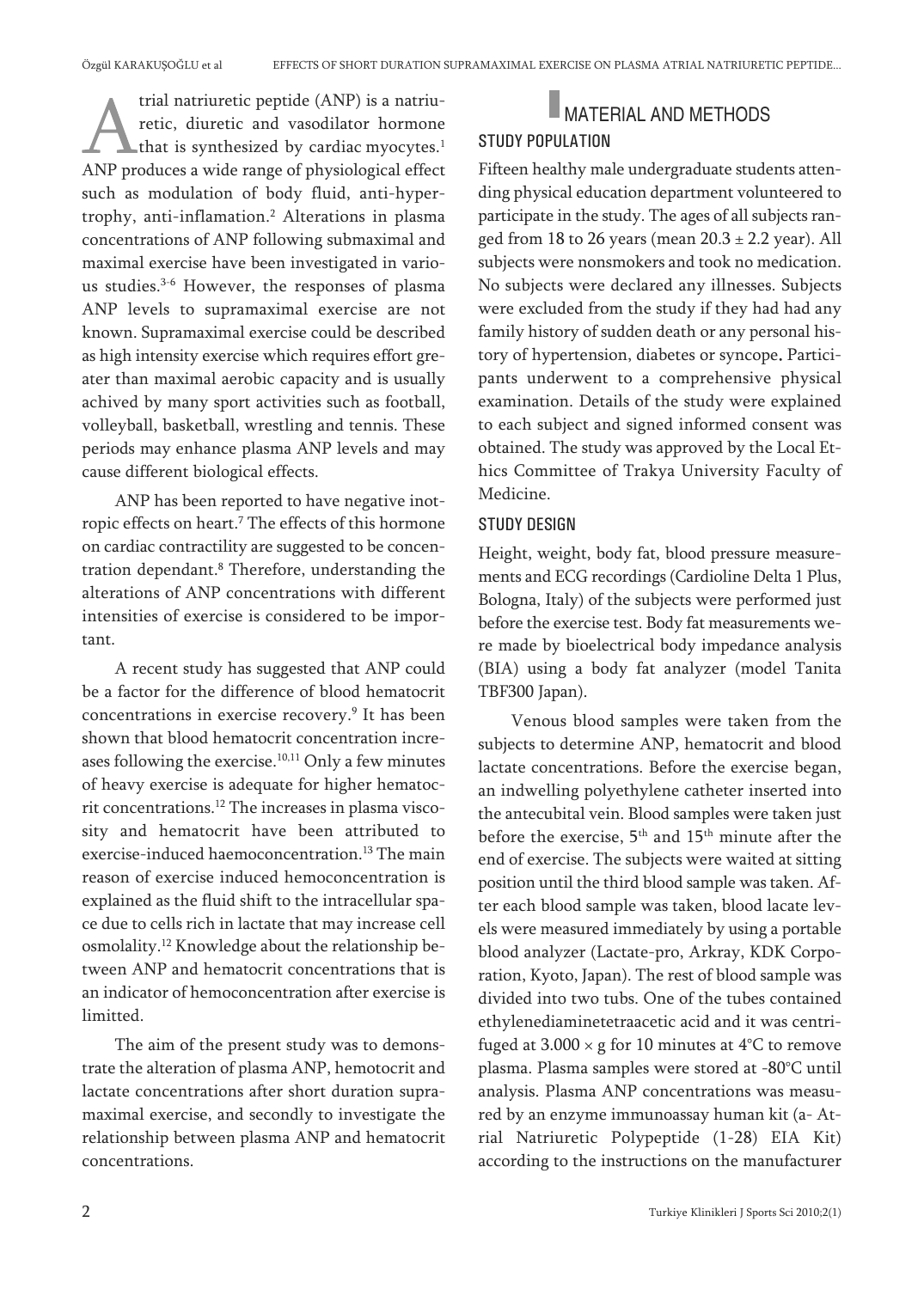Atrial natriuretic peptide (ANP) is a natriuretic, diuretic and vasodilator hormone that is synthesized by cardiac myocytes.[1] ANP produces a wide range of physiological effect such as modulation of body fluid, anti-hypertrophy, anti-inflamation.[2] Alterations in plasma concentrations of ANP following submaximal and maximal exercise have been investigated in various studies.[3-6] However, the responses of plasma ANP levels to supramaximal exercise are not known. Supramaximal exercise could be described as high intensity exercise which requires effort greater than maximal aerobic capacity and is usually achived by many sport activities such as football, volleyball, basketball, wrestling and tennis. These periods may enhance plasma ANP levels and may cause different biological effects.

ANP has been reported to have negative inotropic effects on heart.[7] The effects of this hormone on cardiac contractility are suggested to be concentration dependant.[8] Therefore, understanding the alterations of ANP concentrations with different intensities of exercise is considered to be important.

A recent study has suggested that ANP could be a factor for the difference of blood hematocrit concentrations in exercise recovery.[9] It has been shown that blood hematocrit concentration increases following the exercise.[10,11] Only a few minutes of heavy exercise is adequate for higher hematocrit concentrations.[12] The increases in plasma viscosity and hematocrit have been attributed to exercise-induced haemoconcentration.[13] The main reason of exercise induced hemoconcentration is explained as the fluid shift to the intracellular space due to cells rich in lactate that may increase cell osmolality.[12] Knowledge about the relationship between ANP and hematocrit concentrations that is an indicator of hemoconcentration after exercise is limitted.

The aim of the present study was to demonstrate the alteration of plasma ANP, hemotocrit and lactate concentrations after short duration supramaximal exercise, and secondly to investigate the relationship between plasma ANP and hematocrit concentrations.

## MATERIAL AND METHODS

### STUDY POPULATION

Fifteen healthy male undergraduate students attending physical education department volunteered to participate in the study. The ages of all subjects ranged from 18 to 26 years (mean $20.3 \pm 2.2$ year). All subjects were nonsmokers and took no medication. No subjects were declared any illnesses. Subjects were excluded from the study if they had had any family history of sudden death or any personal history of hypertension, diabetes or syncope. Participants underwent to a comprehensive physical examination. Details of the study were explained to each subject and signed informed consent was obtained. The study was approved by the Local Ethics Committee of Trakya University Faculty of Medicine.

### STUDY DESIGN

Height, weight, body fat, blood pressure measurements and ECG recordings (Cardioline Delta 1 Plus, Bologna, Italy) of the subjects were performed just before the exercise test. Body fat measurements were made by bioelectrical body impedance analysis (BIA) using a body fat analyzer (model Tanita TBF300 Japan).

Venous blood samples were taken from the subjects to determine ANP, hematocrit and blood lactate concentrations. Before the exercise began, an indwelling polyethylene catheter inserted into the antecubital vein. Blood samples were taken just before the exercise, 5th and 15th minute after the end of exercise. The subjects were waited at sitting position until the third blood sample was taken. After each blood sample was taken, blood lacate levels were measured immediately by using a portable blood analyzer (Lactate-pro, Arkray, KDK Corporation, Kyoto, Japan). The rest of blood sample was divided into two tubs. One of the tubes contained ethylenediaminetetraacetic acid and it was centrifuged at $3.000 \times g$ for 10 minutes at 4°C to remove plasma. Plasma samples were stored at -80°C until analysis. Plasma ANP concentrations was measured by an enzyme immunoassay human kit (a- Atrial Natriuretic Polypeptide (1-28) EIA Kit) according to the instructions on the manufacturer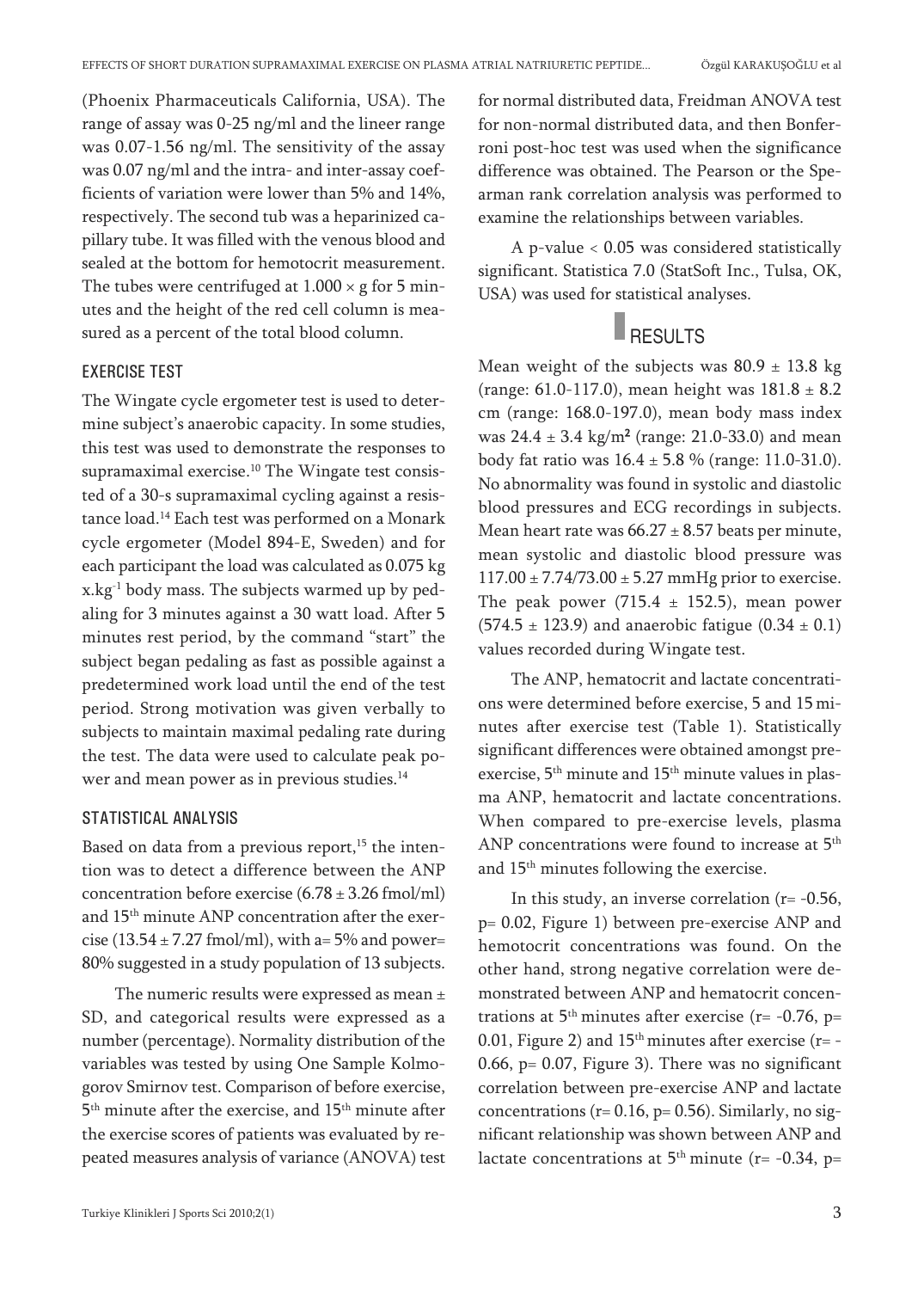(Phoenix Pharmaceuticals California, USA). The range of assay was 0-25 ng/ml and the lineer range was 0.07-1.56 ng/ml. The sensitivity of the assay was 0.07 ng/ml and the intra- and inter-assay coefficients of variation were lower than 5% and 14%, respectively. The second tub was a heparinized capillary tube. It was filled with the venous blood and sealed at the bottom for hemotocrit measurement. The tubes were centrifuged at $1.000 \times g$ for 5 minutes and the height of the red cell column is measured as a percent of the total blood column.

### EXERCISE TEST

The Wingate cycle ergometer test is used to determine subject's anaerobic capacity. In some studies, this test was used to demonstrate the responses to supramaximal exercise.[10] The Wingate test consisted of a 30-s supramaximal cycling against a resistance load.[14] Each test was performed on a Monark cycle ergometer (Model 894-E, Sweden) and for each participant the load was calculated as 0.075 kg $x.kg^{-1}$ body mass. The subjects warmed up by pedaling for 3 minutes against a 30 watt load. After 5 minutes rest period, by the command "start" the subject began pedaling as fast as possible against a predetermined work load until the end of the test period. Strong motivation was given verbally to subjects to maintain maximal pedaling rate during the test. The data were used to calculate peak power and mean power as in previous studies.[14]

### STATISTICAL ANALYSIS

Based on data from a previous report,[15] the intention was to detect a difference between the ANP concentration before exercise (6.78 ± 3.26 fmol/ml) and 15th minute ANP concentration after the exercise (13.54 ± 7.27 fmol/ml), with a= 5% and power= 80% suggested in a study population of 13 subjects.

The numeric results were expressed as mean ± SD, and categorical results were expressed as a number (percentage). Normality distribution of the variables was tested by using One Sample Kolmogorov Smirnov test. Comparison of before exercise, 5th minute after the exercise, and 15th minute after the exercise scores of patients was evaluated by repeated measures analysis of variance (ANOVA) test for normal distributed data, Freidman ANOVA test for non-normal distributed data, and then Bonferroni post-hoc test was used when the significance difference was obtained. The Pearson or the Spearman rank correlation analysis was performed to examine the relationships between variables.

A p-value $< 0.05$ was considered statistically significant. Statistica 7.0 (StatSoft Inc., Tulsa, OK, USA) was used for statistical analyses.

## RESULTS

Mean weight of the subjects was 80.9 ± 13.8 kg (range: 61.0-117.0), mean height was 181.8 ± 8.2 cm (range: 168.0-197.0), mean body mass index was 24.4 ± 3.4 $kg/m^2$ (range: 21.0-33.0) and mean body fat ratio was 16.4 ± 5.8 % (range: 11.0-31.0). No abnormality was found in systolic and diastolic blood pressures and ECG recordings in subjects. Mean heart rate was 66.27 ± 8.57 beats per minute, mean systolic and diastolic blood pressure was 117.00 ± 7.74/73.00 ± 5.27 mmHg prior to exercise. The peak power (715.4 ± 152.5), mean power (574.5 ± 123.9) and anaerobic fatigue (0.34 ± 0.1) values recorded during Wingate test.

The ANP, hematocrit and lactate concentrations were determined before exercise, 5 and 15 minutes after exercise test (Table 1). Statistically significant differences were obtained amongst pre-exercise, 5th minute and 15th minute values in plasma ANP, hematocrit and lactate concentrations. When compared to pre-exercise levels, plasma ANP concentrations were found to increase at 5th and 15th minutes following the exercise.

In this study, an inverse correlation ($r= -0.56$, $p= 0.02$, Figure 1) between pre-exercise ANP and hemotocrit concentrations was found. On the other hand, strong negative correlation were demonstrated between ANP and hematocrit concentrations at 5th minutes after exercise ($r= -0.76$, $p= 0.01$, Figure 2) and 15th minutes after exercise ($r= -0.66$, $p= 0.07$, Figure 3). There was no significant correlation between pre-exercise ANP and lactate concentrations ($r= 0.16$, $p= 0.56$). Similarly, no significant relationship was shown between ANP and lactate concentrations at 5th minute ($r= -0.34$, p=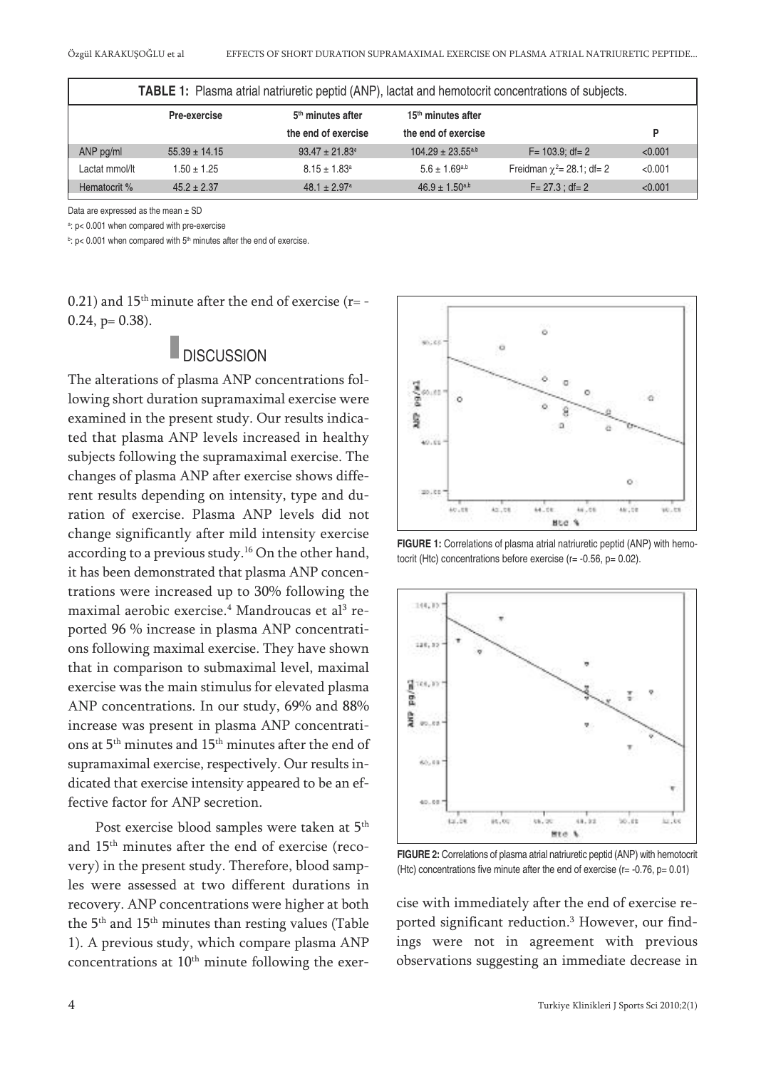**TABLE 1:** Plasma atrial natriuretic peptid (ANP), lactat and hemotocrit concentrations of subjects.

| | Pre-exercise | 5th minutes after the end of exercise | 15th minutes after the end of exercise | | P |
|---|---|---|---|---|---|
| ANP pg/ml | 55.39 ± 14.15 | 93.47 ± 21.83[a] | 104.29 ± 23.55[a,b] | $F= 103.9$; df= 2 | <0.001 |
| Lactat mmol/lt | 1.50 ± 1.25 | 8.15 ± 1.83[a] | 5.6 ± 1.69[a,b] | Freidman $\chi^2= 28.1$; df= 2 | <0.001 |
| Hematocrit % | 45.2 ± 2.37 | 48.1 ± 2.97[a] | 46.9 ± 1.50[a,b] | $F= 27.3$ ; df= 2 | <0.001 |

Data are expressed as the mean ± SD

[a]: p< 0.001 when compared with pre-exercise

[b]: p< 0.001 when compared with 5th minutes after the end of exercise.

0.21) and 15th minute after the end of exercise (r= -0.24, p= 0.38).

## DISCUSSION

The alterations of plasma ANP concentrations following short duration supramaximal exercise were examined in the present study. Our results indicated that plasma ANP levels increased in healthy subjects following the supramaximal exercise. The changes of plasma ANP after exercise shows different results depending on intensity, type and duration of exercise. Plasma ANP levels did not change significantly after mild intensity exercise according to a previous study.[16] On the other hand, it has been demonstrated that plasma ANP concentrations were increased up to 30% following the maximal aerobic exercise.[4] Mandroucas et al[3] reported 96 % increase in plasma ANP concentrations following maximal exercise. They have shown that in comparison to submaximal level, maximal exercise was the main stimulus for elevated plasma ANP concentrations. In our study, 69% and 88% increase was present in plasma ANP concentrations at 5th minutes and 15th minutes after the end of supramaximal exercise, respectively. Our results indicated that exercise intensity appeared to be an effective factor for ANP secretion.

Post exercise blood samples were taken at 5th and 15th minutes after the end of exercise (recovery) in the present study. Therefore, blood samples were assessed at two different durations in recovery. ANP concentrations were higher at both the 5th and 15th minutes than resting values (Table 1). A previous study, which compare plasma ANP concentrations at 10th minute following the exercise with immediately after the end of exercise reported significant reduction.[3] However, our findings were not in agreement with previous observations suggesting an immediate decrease in

**FIGURE 1:** Correlations of plasma atrial natriuretic peptid (ANP) with hemotocrit (Htc) concentrations before exercise (r= -0.56, p= 0.02).

**FIGURE 2:** Correlations of plasma atrial natriuretic peptid (ANP) with hemotocrit (Htc) concentrations five minute after the end of exercise (r= -0.76, p= 0.01)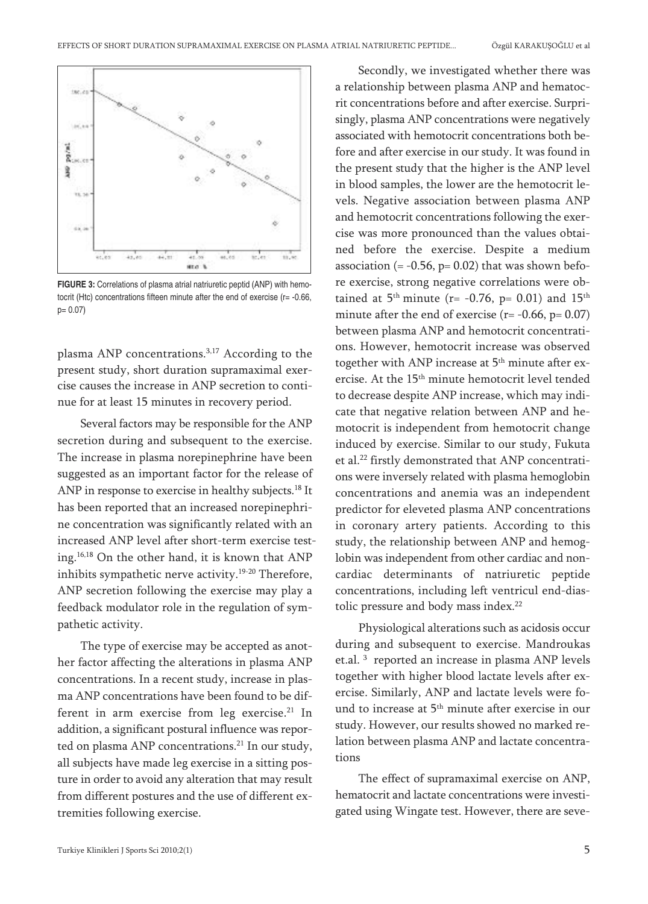**FIGURE 3:** Correlations of plasma atrial natriuretic peptid (ANP) with hemotocrit (Htc) concentrations fifteen minute after the end of exercise (r= -0.66, p= 0.07)

plasma ANP concentrations.[3,17] According to the present study, short duration supramaximal exercise causes the increase in ANP secretion to continue for at least 15 minutes in recovery period.

Several factors may be responsible for the ANP secretion during and subsequent to the exercise. The increase in plasma norepinephrine have been suggested as an important factor for the release of ANP in response to exercise in healthy subjects.[18] It has been reported that an increased norepinephrine concentration was significantly related with an increased ANP level after short-term exercise testing.[16,18] On the other hand, it is known that ANP inhibits sympathetic nerve activity.[19-20] Therefore, ANP secretion following the exercise may play a feedback modulator role in the regulation of sympathetic activity.

The type of exercise may be accepted as another factor affecting the alterations in plasma ANP concentrations. In a recent study, increase in plasma ANP concentrations have been found to be different in arm exercise from leg exercise.[21] In addition, a significant postural influence was reported on plasma ANP concentrations.[21] In our study, all subjects have made leg exercise in a sitting posture in order to avoid any alteration that may result from different postures and the use of different extremities following exercise.

Secondly, we investigated whether there was a relationship between plasma ANP and hematocrit concentrations before and after exercise. Surprisingly, plasma ANP concentrations were negatively associated with hemotocrit concentrations both before and after exercise in our study. It was found in the present study that the higher is the ANP level in blood samples, the lower are the hemotocrit levels. Negative association between plasma ANP and hemotocrit concentrations following the exercise was more pronounced than the values obtained before the exercise. Despite a medium association (= -0.56, p= 0.02) that was shown before exercise, strong negative correlations were obtained at 5[th] minute (r= -0.76, p= 0.01) and 15[th] minute after the end of exercise (r= -0.66, p= 0.07) between plasma ANP and hemotocrit concentrations. However, hemotocrit increase was observed together with ANP increase at 5[th] minute after exercise. At the 15[th] minute hemotocrit level tended to decrease despite ANP increase, which may indicate that negative relation between ANP and hemotocrit is independent from hemotocrit change induced by exercise. Similar to our study, Fukuta et al.[22] firstly demonstrated that ANP concentrations were inversely related with plasma hemoglobin concentrations and anemia was an independent predictor for eleveted plasma ANP concentrations in coronary artery patients. According to this study, the relationship between ANP and hemoglobin was independent from other cardiac and noncardiac determinants of natriuretic peptide concentrations, including left ventricul end-diastolic pressure and body mass index.[22]

Physiological alterations such as acidosis occur during and subsequent to exercise. Mandroukas et.al. [3] reported an increase in plasma ANP levels together with higher blood lactate levels after exercise. Similarly, ANP and lactate levels were found to increase at 5[th] minute after exercise in our study. However, our results showed no marked relation between plasma ANP and lactate concentrations

The effect of supramaximal exercise on ANP, hematocrit and lactate concentrations were investigated using Wingate test. However, there are seve-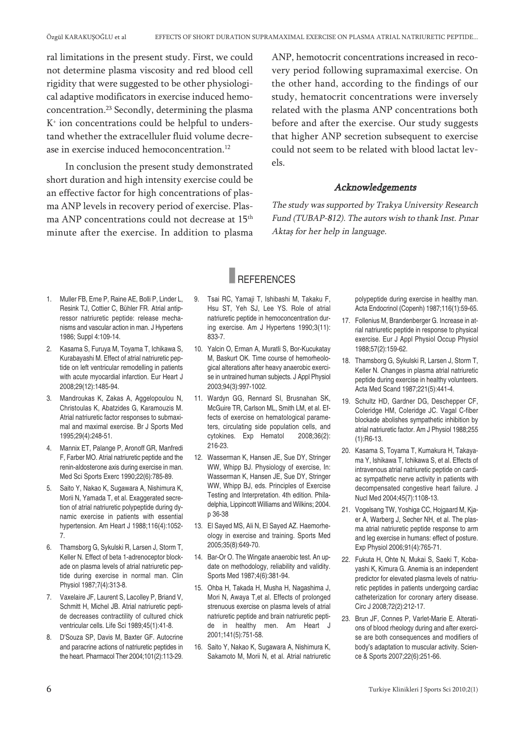ral limitations in the present study. First, we could not determine plasma viscosity and red blood cell rigidity that were suggested to be other physiological adaptive modificators in exercise induced hemoconcentration.[23] Secondly, determining the plasma $K^+$ ion concentrations could be helpful to understand whether the extracelluler fluid volume decrease in exercise induced hemoconcentration.[12]

In conclusion the present study demonstrated short duration and high intensity exercise could be an effective factor for high concentrations of plasma ANP levels in recovery period of exercise. Plasma ANP concentrations could not decrease at 15th minute after the exercise. In addition to plasma ANP, hemotocrit concentrations increased in recovery period following supramaximal exercise. On the other hand, according to the findings of our study, hematocrit concentrations were inversely related with the plasma ANP concentrations both before and after the exercise. Our study suggests that higher ANP secretion subsequent to exercise could not seem to be related with blood lactat levels.

## Acknowledgements

*The study was supported by Trakya University Research Fund (TUBAP-812). The autors wish to thank Inst. Pınar Aktaş for her help in language.*

## REFERENCES

1. Muller FB, Erne P, Raine AE, Bolli P, Linder L, Resink TJ, Cottier C, Bühler FR. Atrial antipressor natriuretic peptide: release mechanisms and vascular action in man. J Hypertens 1986; Suppl 4:109-14.
2. Kasama S, Furuya M, Toyama T, Ichikawa S, Kurabayashi M. Effect of atrial natriuretic peptide on left ventricular remodelling in patients with acute myocardial infarction. Eur Heart J 2008;29(12):1485-94.
3. Mandroukas K, Zakas A, Aggelopoulou N, Christoulas K, Abatzides G, Karamouzis M. Atrial natriuretic factor responses to submaximal and maximal exercise. Br J Sports Med 1995;29(4):248-51.
4. Mannix ET, Palange P, Aronoff GR, Manfredi F, Farber MO. Atrial natriuretic peptide and the renin-aldosterone axis during exercise in man. Med Sci Sports Exerc 1990;22(6):785-89.
5. Saito Y, Nakao K, Sugawara A, Nishimura K, Morii N, Yamada T, et al. Exaggerated secretion of atrial natriuretic polypeptide during dynamic exercise in patients with essential hypertension. Am Heart J 1988;116(4):1052-7.
6. Thamsborg G, Sykulski R, Larsen J, Storm T, Keller N. Effect of beta 1-adrenoceptor blockade on plasma levels of atrial natriuretic peptide during exercise in normal man. Clin Physiol 1987;7(4):313-8.
7. Vaxelaire JF, Laurent S, Lacolley P, Briand V, Schmitt H, Michel JB. Atrial natriuretic peptide decreases contractility of cultured chick ventricular cells. Life Sci 1989;45(1):41-8.
8. D'Souza SP, Davis M, Baxter GF. Autocrine and paracrine actions of natriuretic peptides in the heart. Pharmacol Ther 2004;101(2):113-29.
9. Tsai RC, Yamaji T, Ishibashi M, Takaku F, Hsu ST, Yeh SJ, Lee YS. Role of atrial natriuretic peptide in hemoconcentration during exercise. Am J Hypertens 1990;3(11): 833-7.
10. Yalcin O, Erman A, Muratli S, Bor-Kucukatay M, Baskurt OK. Time course of hemorheological alterations after heavy anaerobic exercise in untrained human subjects. J Appl Physiol 2003;94(3):997-1002.
11. Wardyn GG, Rennard SI, Brusnahan SK, McGuire TR, Carlson ML, Smith LM, et al. Effects of exercise on hematological parameters, circulating side population cells, and cytokines. Exp Hematol 2008;36(2): 216-23.
12. Wasserman K, Hansen JE, Sue DY, Stringer WW, Whipp BJ. Physiology of exercise, In: Wasserman K, Hansen JE, Sue DY, Stringer WW, Whipp BJ, eds. Principles of Exercise Testing and Interpretation. 4th edition. Philadelphia, Lippincott Williams and Wilkins; 2004. p 36-38
13. El Sayed MS, Ali N, El Sayed AZ. Haemorheology in exercise and training. Sports Med 2005;35(8):649-70.
14. Bar-Or O. The Wingate anaerobic test. An update on methodology, reliability and validity. Sports Med 1987;4(6):381-94.
15. Ohba H, Takada H, Musha H, Nagashima J, Mori N, Awaya T,et al. Effects of prolonged strenuous exercise on plasma levels of atrial natriuretic peptide and brain natriuretic peptide in healthy men. Am Heart J 2001;141(5):751-58.
16. Saito Y, Nakao K, Sugawara A, Nishimura K, Sakamoto M, Morii N, et al. Atrial natriuretic polypeptide during exercise in healthy man. Acta Endocrinol (Copenh) 1987;116(1):59-65.
17. Follenius M, Brandenberger G. Increase in atrial natriuretic peptide in response to physical exercise. Eur J Appl Physiol Occup Physiol 1988;57(2):159-62.
18. Thamsborg G, Sykulski R, Larsen J, Storm T, Keller N. Changes in plasma atrial natriuretic peptide during exercise in healthy volunteers. Acta Med Scand 1987;221(5):441-4.
19. Schultz HD, Gardner DG, Deschepper CF, Coleridge HM, Coleridge JC. Vagal C-fiber blockade abolishes sympathetic inhibition by atrial natriuretic factor. Am J Physiol 1988;255 (1):R6-13.
20. Kasama S, Toyama T, Kumakura H, Takayama Y, Ishikawa T, Ichikawa S, et al. Effects of intravenous atrial natriuretic peptide on cardiac sympathetic nerve activity in patients with decompensated congestive heart failure. J Nucl Med 2004;45(7):1108-13.
21. Vogelsang TW, Yoshiga CC, Hojgaard M, Kjaer A, Warberg J, Secher NH, et al. The plasma atrial natriuretic peptide response to arm and leg exercise in humans: effect of posture. Exp Physiol 2006;91(4):765-71.
22. Fukuta H, Ohte N, Mukai S, Saeki T, Kobayashi K, Kimura G. Anemia is an independent predictor for elevated plasma levels of natriuretic peptides in patients undergoing cardiac catheterization for coronary artery disease. Circ J 2008;72(2):212-17.
23. Brun JF, Connes P, Varlet-Marie E. Alterations of blood rheology during and after exercise are both consequences and modifiers of body's adaptation to muscular activity. Science & Sports 2007;22(6):251-66.